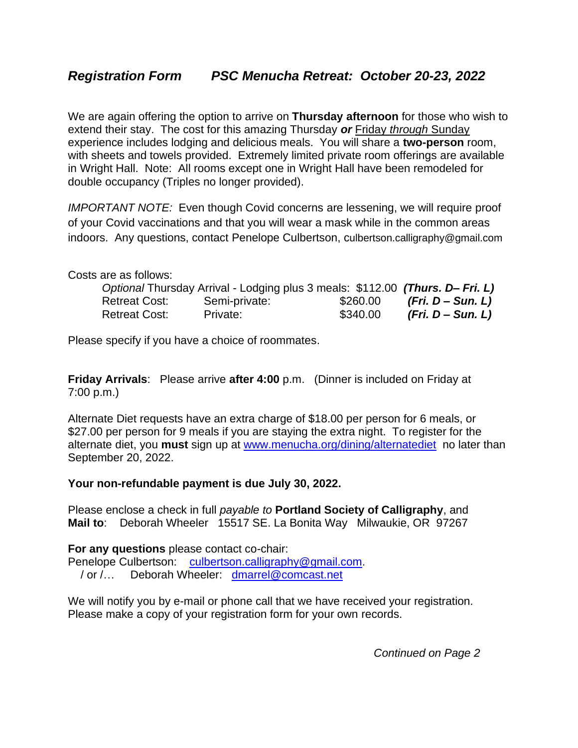## *Registration Form    PSC Menucha Retreat: October 20-23, 2022*

We are again offering the option to arrive on **Thursday afternoon** for those who wish to extend their stay. The cost for this amazing Thursday ***or*** Friday *through* Sunday experience includes lodging and delicious meals. You will share a **two-person** room, with sheets and towels provided. Extremely limited private room offerings are available in Wright Hall. Note: All rooms except one in Wright Hall have been remodeled for double occupancy (Triples no longer provided).

*IMPORTANT NOTE:* Even though Covid concerns are lessening, we will require proof of your Covid vaccinations and that you will wear a mask while in the common areas indoors. Any questions, contact Penelope Culbertson, culbertson.calligraphy@gmail.com

Costs are as follows:

| | | | |
|---|---|---|---|
| *Optional* Thursday Arrival - Lodging plus 3 meals: | | $112.00 | ***(Thurs. D– Fri. L)*** |
| Retreat Cost: | Semi-private: | $260.00 | ***(Fri. D – Sun. L)*** |
| Retreat Cost: | Private: | $340.00 | ***(Fri. D – Sun. L)*** |

Please specify if you have a choice of roommates.

**Friday Arrivals**: Please arrive **after 4:00** p.m. (Dinner is included on Friday at 7:00 p.m.)

Alternate Diet requests have an extra charge of $18.00 per person for 6 meals, or $27.00 per person for 9 meals if you are staying the extra night. To register for the alternate diet, you **must** sign up at www.menucha.org/dining/alternatediet no later than September 20, 2022.

**Your non-refundable payment is due July 30, 2022.**

Please enclose a check in full *payable to* **Portland Society of Calligraphy**, and
**Mail to**: Deborah Wheeler 15517 SE. La Bonita Way Milwaukie, OR 97267

**For any questions** please contact co-chair:
Penelope Culbertson: culbertson.calligraphy@gmail.com.
/ or /… Deborah Wheeler: dmarrel@comcast.net

We will notify you by e-mail or phone call that we have received your registration. Please make a copy of your registration form for your own records.

*Continued on Page 2*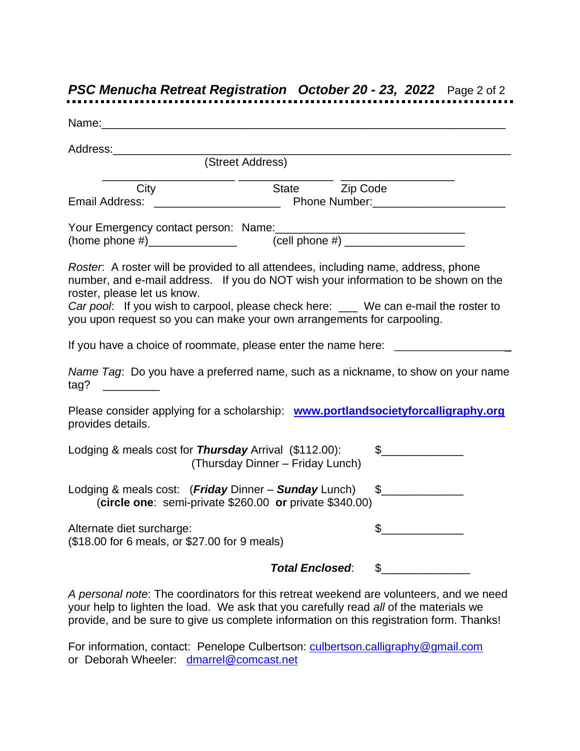## *PSC Menucha Retreat Registration* *October 20 - 23, 2022*

Name:___________________________________________________________

Address:___________________________________________________________
(Street Address)

_____________________ _______________ __________________
City State Zip Code

Email Address: ____________________ Phone Number:_____________________

Your Emergency contact person: Name:______________________________
(home phone #)______________ (cell phone #) ___________________

*Roster*: A roster will be provided to all attendees, including name, address, phone number, and e-mail address. If you do NOT wish your information to be shown on the roster, please let us know.
*Car pool*: If you wish to carpool, please check here: ___ We can e-mail the roster to you upon request so you can make your own arrangements for carpooling.

If you have a choice of roommate, please enter the name here: __________________

*Name Tag*: Do you have a preferred name, such as a nickname, to show on your name tag? _________

Please consider applying for a scholarship: **www.portlandsocietyforcalligraphy.org** provides details.

Lodging & meals cost for ***Thursday*** Arrival ($112.00): $_____________
(Thursday Dinner – Friday Lunch)

Lodging & meals cost: (***Friday*** Dinner – ***Sunday*** Lunch) $_____________
(**circle one**: semi-private $260.00 **or** private $340.00)

Alternate diet surcharge: $_____________
($18.00 for 6 meals, or $27.00 for 9 meals)

***Total Enclosed***: $______________

*A personal note*: The coordinators for this retreat weekend are volunteers, and we need your help to lighten the load. We ask that you carefully read *all* of the materials we provide, and be sure to give us complete information on this registration form. Thanks!

For information, contact: Penelope Culbertson: culbertson.calligraphy@gmail.com
or Deborah Wheeler: dmarrel@comcast.net